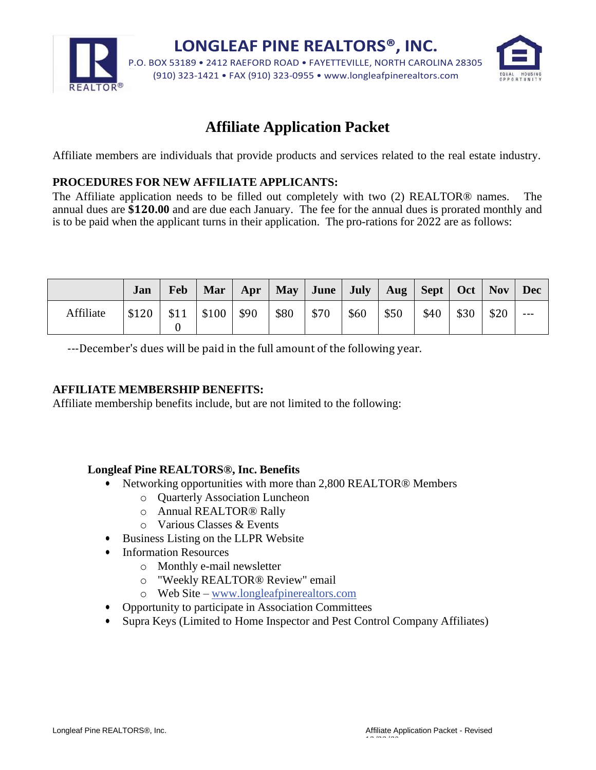# LONGLEAF PINE REALTORS®, INC.

P.O. BOX 53189 • 2412 RAEFORD ROAD • FAYETTEVILLE, NORTH CAROLINA 28305
(910) 323-1421 • FAX (910) 323-0955 • www.longleafpinerealtors.com

## Affiliate Application Packet

Affiliate members are individuals that provide products and services related to the real estate industry.

**PROCEDURES FOR NEW AFFILIATE APPLICANTS:**
The Affiliate application needs to be filled out completely with two (2) REALTOR® names. The annual dues are **$120.00** and are due each January. The fee for the annual dues is prorated monthly and is to be paid when the applicant turns in their application. The pro-rations for 2022 are as follows:

| | Jan | Feb | Mar | Apr | May | June | July | Aug | Sept | Oct | Nov | Dec |
|---|---|---|---|---|---|---|---|---|---|---|---|---|
| Affiliate | $120 | $110 | $100 | $90 | $80 | $70 | $60 | $50 | $40 | $30 | $20 | --- |

---December's dues will be paid in the full amount of the following year.

**AFFILIATE MEMBERSHIP BENEFITS:**
Affiliate membership benefits include, but are not limited to the following:

**Longleaf Pine REALTORS®, Inc. Benefits**

- Networking opportunities with more than 2,800 REALTOR® Members
  - Quarterly Association Luncheon
  - Annual REALTOR® Rally
  - Various Classes & Events
- Business Listing on the LLPR Website
- Information Resources
  - Monthly e-mail newsletter
  - "Weekly REALTOR® Review" email
  - Web Site – www.longleafpinerealtors.com
- Opportunity to participate in Association Committees
- Supra Keys (Limited to Home Inspector and Pest Control Company Affiliates)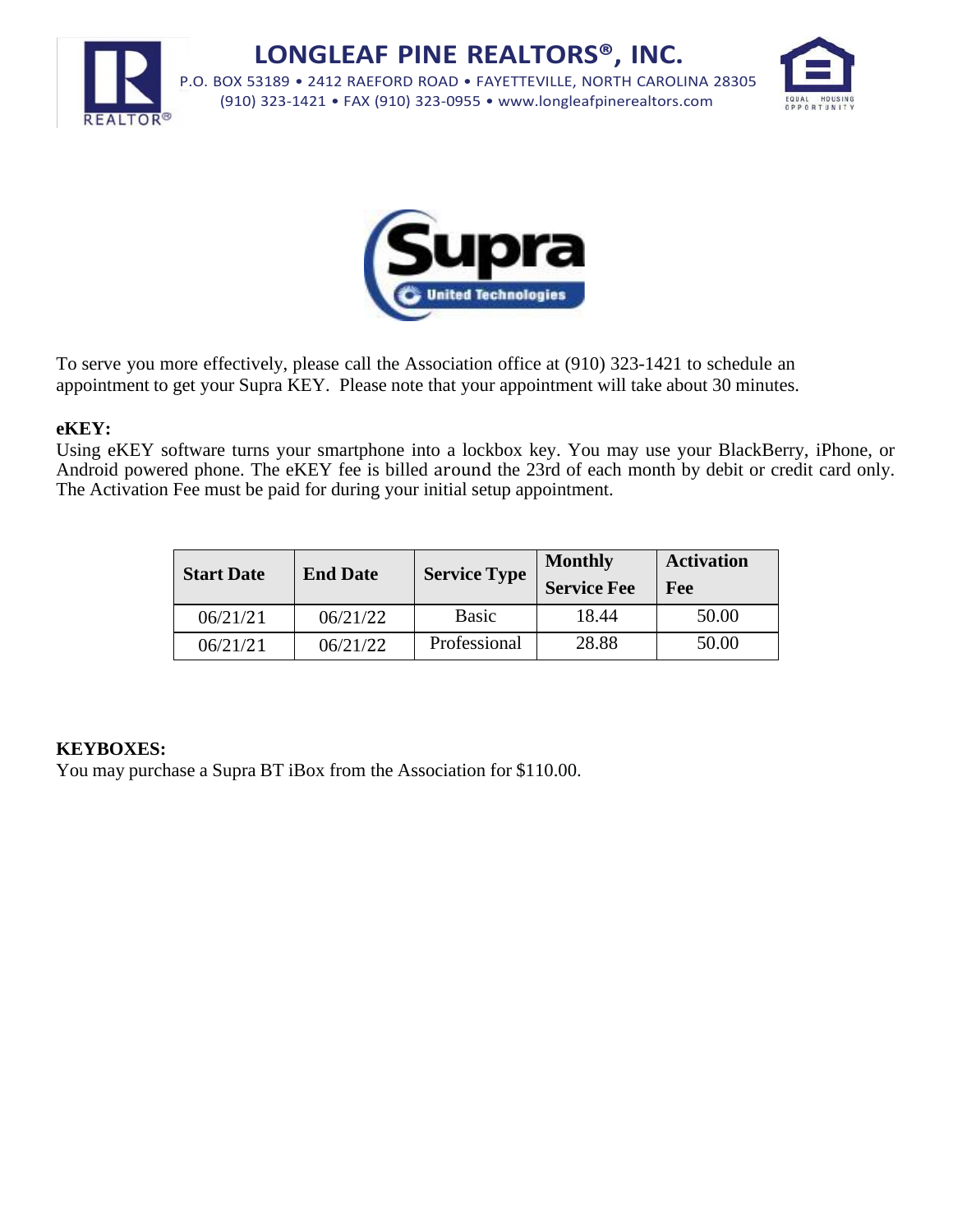# LONGLEAF PINE REALTORS®, INC.

P.O. BOX 53189 • 2412 RAEFORD ROAD • FAYETTEVILLE, NORTH CAROLINA 28305
(910) 323-1421 • FAX (910) 323-0955 • www.longleafpinerealtors.com

To serve you more effectively, please call the Association office at (910) 323-1421 to schedule an appointment to get your Supra KEY. Please note that your appointment will take about 30 minutes.

**eKEY:**
Using eKEY software turns your smartphone into a lockbox key. You may use your BlackBerry, iPhone, or Android powered phone. The eKEY fee is billed around the 23rd of each month by debit or credit card only. The Activation Fee must be paid for during your initial setup appointment.

| Start Date | End Date | Service Type | Monthly Service Fee | Activation Fee |
|---|---|---|---|---|
| 06/21/21 | 06/21/22 | Basic | 18.44 | 50.00 |
| 06/21/21 | 06/21/22 | Professional | 28.88 | 50.00 |

**KEYBOXES:**
You may purchase a Supra BT iBox from the Association for $110.00.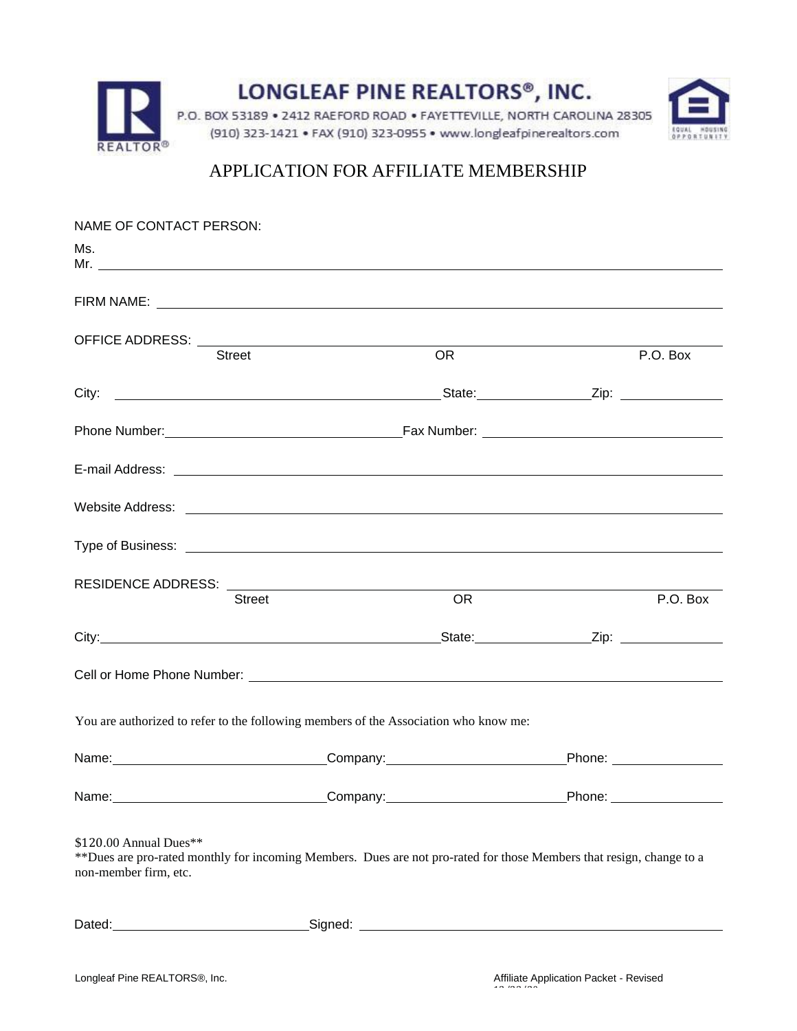**LONGLEAF PINE REALTORS®, INC.**

P.O. BOX 53189 • 2412 RAEFORD ROAD • FAYETTEVILLE, NORTH CAROLINA 28305

(910) 323-1421 • FAX (910) 323-0955 • www.longleafpinerealtors.com

# APPLICATION FOR AFFILIATE MEMBERSHIP

NAME OF CONTACT PERSON:

Ms.
Mr. ______________________________________________

FIRM NAME: ______________________________________________

OFFICE ADDRESS: ______________________________________________
Street OR P.O. Box

City: ______________________ State: ____________ Zip: ____________

Phone Number: ______________________ Fax Number: ______________________

E-mail Address: ______________________________________________

Website Address: ______________________________________________

Type of Business: ______________________________________________

RESIDENCE ADDRESS: ______________________________________________
Street OR P.O. Box

City: ______________________ State: ____________ Zip: ____________

Cell or Home Phone Number: ______________________________________________

You are authorized to refer to the following members of the Association who know me:

Name: ______________________ Company: ______________________ Phone: ____________

Name: ______________________ Company: ______________________ Phone: ____________

$120.00 Annual Dues**
**Dues are pro-rated monthly for incoming Members. Dues are not pro-rated for those Members that resign, change to a non-member firm, etc.

Dated: ______________________ Signed: ______________________________________________